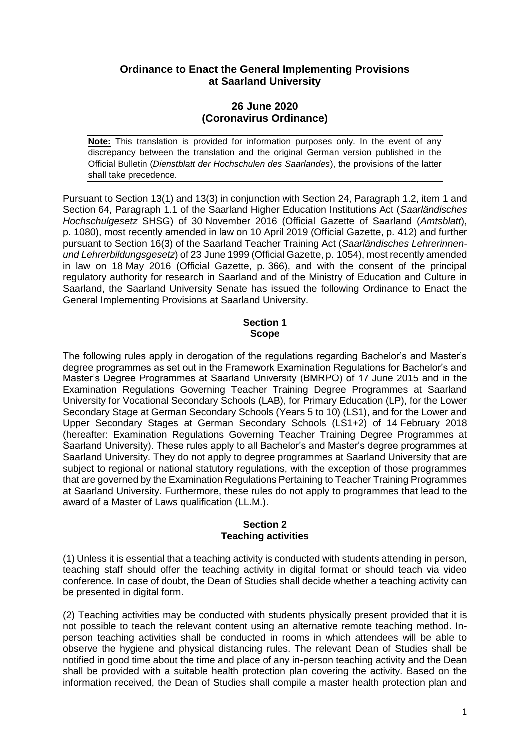# Ordinance to Enact the General Implementing Provisions at Saarland University

## 26 June 2020 (Coronavirus Ordinance)

**Note:** This translation is provided for information purposes only. In the event of any discrepancy between the translation and the original German version published in the Official Bulletin (*Dienstblatt der Hochschulen des Saarlandes*), the provisions of the latter shall take precedence.

Pursuant to Section 13(1) and 13(3) in conjunction with Section 24, Paragraph 1.2, item 1 and Section 64, Paragraph 1.1 of the Saarland Higher Education Institutions Act (*Saarländisches Hochschulgesetz* SHSG) of 30 November 2016 (Official Gazette of Saarland (*Amtsblatt*), p. 1080), most recently amended in law on 10 April 2019 (Official Gazette, p. 412) and further pursuant to Section 16(3) of the Saarland Teacher Training Act (*Saarländisches Lehrerinnen- und Lehrerbildungsgesetz*) of 23 June 1999 (Official Gazette, p. 1054), most recently amended in law on 18 May 2016 (Official Gazette, p. 366), and with the consent of the principal regulatory authority for research in Saarland and of the Ministry of Education and Culture in Saarland, the Saarland University Senate has issued the following Ordinance to Enact the General Implementing Provisions at Saarland University.

### Section 1
### Scope

The following rules apply in derogation of the regulations regarding Bachelor's and Master's degree programmes as set out in the Framework Examination Regulations for Bachelor's and Master's Degree Programmes at Saarland University (BMRPO) of 17 June 2015 and in the Examination Regulations Governing Teacher Training Degree Programmes at Saarland University for Vocational Secondary Schools (LAB), for Primary Education (LP), for the Lower Secondary Stage at German Secondary Schools (Years 5 to 10) (LS1), and for the Lower and Upper Secondary Stages at German Secondary Schools (LS1+2) of 14 February 2018 (hereafter: Examination Regulations Governing Teacher Training Degree Programmes at Saarland University). These rules apply to all Bachelor's and Master's degree programmes at Saarland University. They do not apply to degree programmes at Saarland University that are subject to regional or national statutory regulations, with the exception of those programmes that are governed by the Examination Regulations Pertaining to Teacher Training Programmes at Saarland University. Furthermore, these rules do not apply to programmes that lead to the award of a Master of Laws qualification (LL.M.).

### Section 2
### Teaching activities

(1) Unless it is essential that a teaching activity is conducted with students attending in person, teaching staff should offer the teaching activity in digital format or should teach via video conference. In case of doubt, the Dean of Studies shall decide whether a teaching activity can be presented in digital form.

(2) Teaching activities may be conducted with students physically present provided that it is not possible to teach the relevant content using an alternative remote teaching method. In-person teaching activities shall be conducted in rooms in which attendees will be able to observe the hygiene and physical distancing rules. The relevant Dean of Studies shall be notified in good time about the time and place of any in-person teaching activity and the Dean shall be provided with a suitable health protection plan covering the activity. Based on the information received, the Dean of Studies shall compile a master health protection plan and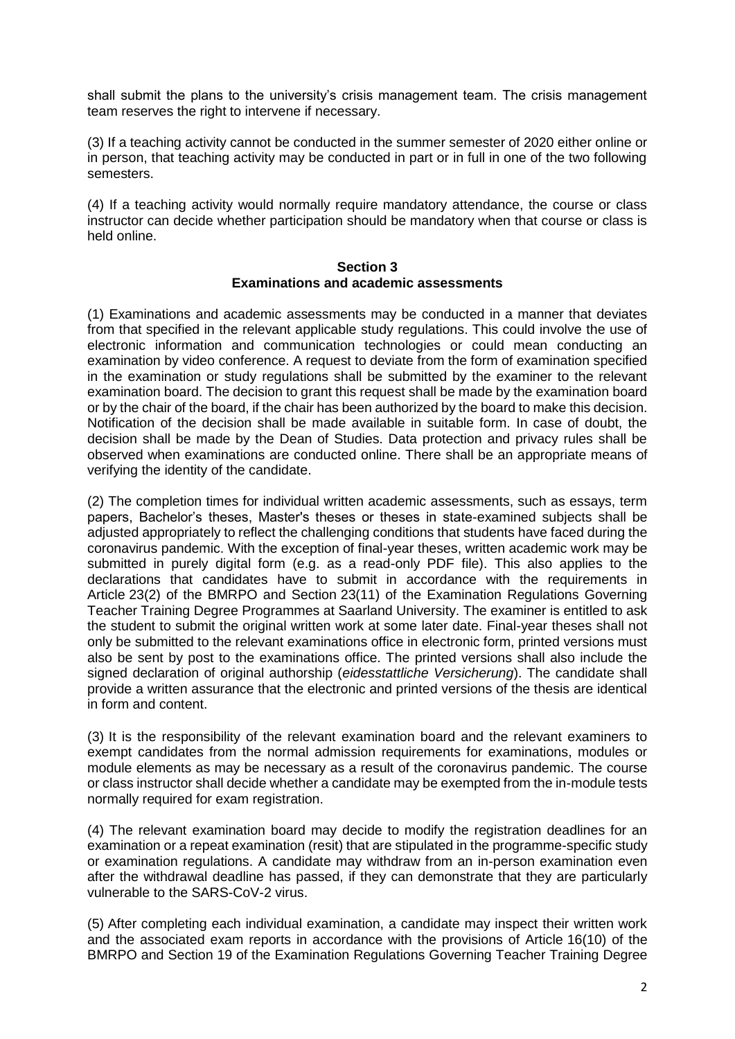shall submit the plans to the university's crisis management team. The crisis management team reserves the right to intervene if necessary.

(3) If a teaching activity cannot be conducted in the summer semester of 2020 either online or in person, that teaching activity may be conducted in part or in full in one of the two following semesters.

(4) If a teaching activity would normally require mandatory attendance, the course or class instructor can decide whether participation should be mandatory when that course or class is held online.

## Section 3
## Examinations and academic assessments

(1) Examinations and academic assessments may be conducted in a manner that deviates from that specified in the relevant applicable study regulations. This could involve the use of electronic information and communication technologies or could mean conducting an examination by video conference. A request to deviate from the form of examination specified in the examination or study regulations shall be submitted by the examiner to the relevant examination board. The decision to grant this request shall be made by the examination board or by the chair of the board, if the chair has been authorized by the board to make this decision. Notification of the decision shall be made available in suitable form. In case of doubt, the decision shall be made by the Dean of Studies. Data protection and privacy rules shall be observed when examinations are conducted online. There shall be an appropriate means of verifying the identity of the candidate.

(2) The completion times for individual written academic assessments, such as essays, term papers, Bachelor's theses, Master's theses or theses in state-examined subjects shall be adjusted appropriately to reflect the challenging conditions that students have faced during the coronavirus pandemic. With the exception of final-year theses, written academic work may be submitted in purely digital form (e.g. as a read-only PDF file). This also applies to the declarations that candidates have to submit in accordance with the requirements in Article 23(2) of the BMRPO and Section 23(11) of the Examination Regulations Governing Teacher Training Degree Programmes at Saarland University. The examiner is entitled to ask the student to submit the original written work at some later date. Final-year theses shall not only be submitted to the relevant examinations office in electronic form, printed versions must also be sent by post to the examinations office. The printed versions shall also include the signed declaration of original authorship (*eidesstattliche Versicherung*). The candidate shall provide a written assurance that the electronic and printed versions of the thesis are identical in form and content.

(3) It is the responsibility of the relevant examination board and the relevant examiners to exempt candidates from the normal admission requirements for examinations, modules or module elements as may be necessary as a result of the coronavirus pandemic. The course or class instructor shall decide whether a candidate may be exempted from the in-module tests normally required for exam registration.

(4) The relevant examination board may decide to modify the registration deadlines for an examination or a repeat examination (resit) that are stipulated in the programme-specific study or examination regulations. A candidate may withdraw from an in-person examination even after the withdrawal deadline has passed, if they can demonstrate that they are particularly vulnerable to the SARS-CoV-2 virus.

(5) After completing each individual examination, a candidate may inspect their written work and the associated exam reports in accordance with the provisions of Article 16(10) of the BMRPO and Section 19 of the Examination Regulations Governing Teacher Training Degree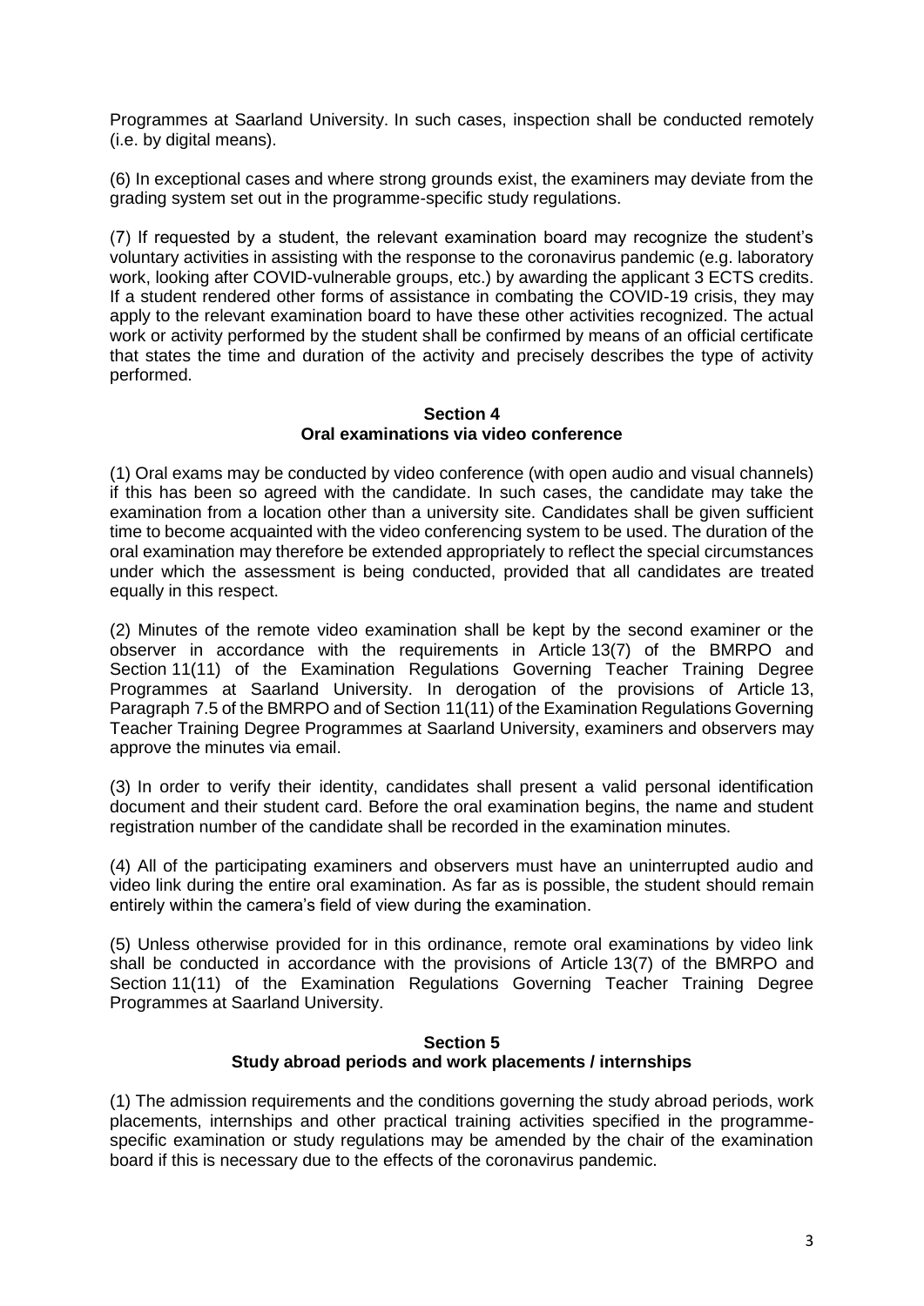Programmes at Saarland University. In such cases, inspection shall be conducted remotely (i.e. by digital means).

(6) In exceptional cases and where strong grounds exist, the examiners may deviate from the grading system set out in the programme-specific study regulations.

(7) If requested by a student, the relevant examination board may recognize the student's voluntary activities in assisting with the response to the coronavirus pandemic (e.g. laboratory work, looking after COVID-vulnerable groups, etc.) by awarding the applicant 3 ECTS credits. If a student rendered other forms of assistance in combating the COVID-19 crisis, they may apply to the relevant examination board to have these other activities recognized. The actual work or activity performed by the student shall be confirmed by means of an official certificate that states the time and duration of the activity and precisely describes the type of activity performed.

## Section 4
## Oral examinations via video conference

(1) Oral exams may be conducted by video conference (with open audio and visual channels) if this has been so agreed with the candidate. In such cases, the candidate may take the examination from a location other than a university site. Candidates shall be given sufficient time to become acquainted with the video conferencing system to be used. The duration of the oral examination may therefore be extended appropriately to reflect the special circumstances under which the assessment is being conducted, provided that all candidates are treated equally in this respect.

(2) Minutes of the remote video examination shall be kept by the second examiner or the observer in accordance with the requirements in Article 13(7) of the BMRPO and Section 11(11) of the Examination Regulations Governing Teacher Training Degree Programmes at Saarland University. In derogation of the provisions of Article 13, Paragraph 7.5 of the BMRPO and of Section 11(11) of the Examination Regulations Governing Teacher Training Degree Programmes at Saarland University, examiners and observers may approve the minutes via email.

(3) In order to verify their identity, candidates shall present a valid personal identification document and their student card. Before the oral examination begins, the name and student registration number of the candidate shall be recorded in the examination minutes.

(4) All of the participating examiners and observers must have an uninterrupted audio and video link during the entire oral examination. As far as is possible, the student should remain entirely within the camera's field of view during the examination.

(5) Unless otherwise provided for in this ordinance, remote oral examinations by video link shall be conducted in accordance with the provisions of Article 13(7) of the BMRPO and Section 11(11) of the Examination Regulations Governing Teacher Training Degree Programmes at Saarland University.

## Section 5
## Study abroad periods and work placements / internships

(1) The admission requirements and the conditions governing the study abroad periods, work placements, internships and other practical training activities specified in the programme-specific examination or study regulations may be amended by the chair of the examination board if this is necessary due to the effects of the coronavirus pandemic.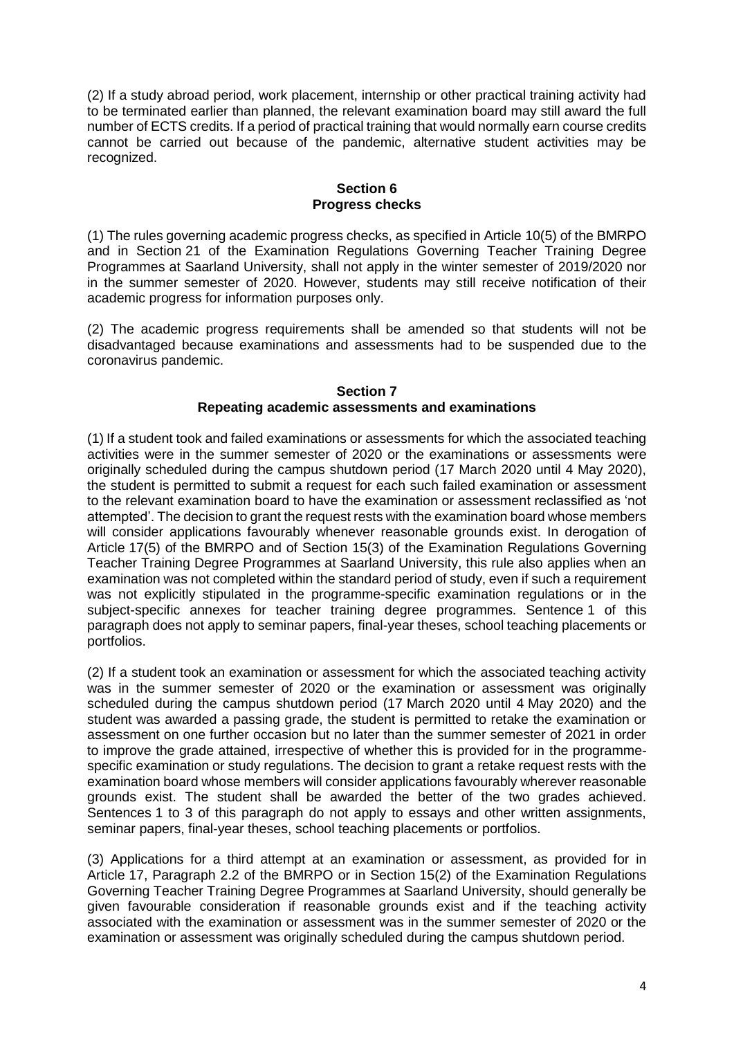(2) If a study abroad period, work placement, internship or other practical training activity had to be terminated earlier than planned, the relevant examination board may still award the full number of ECTS credits. If a period of practical training that would normally earn course credits cannot be carried out because of the pandemic, alternative student activities may be recognized.

### Section 6
### Progress checks

(1) The rules governing academic progress checks, as specified in Article 10(5) of the BMRPO and in Section 21 of the Examination Regulations Governing Teacher Training Degree Programmes at Saarland University, shall not apply in the winter semester of 2019/2020 nor in the summer semester of 2020. However, students may still receive notification of their academic progress for information purposes only.

(2) The academic progress requirements shall be amended so that students will not be disadvantaged because examinations and assessments had to be suspended due to the coronavirus pandemic.

### Section 7
### Repeating academic assessments and examinations

(1) If a student took and failed examinations or assessments for which the associated teaching activities were in the summer semester of 2020 or the examinations or assessments were originally scheduled during the campus shutdown period (17 March 2020 until 4 May 2020), the student is permitted to submit a request for each such failed examination or assessment to the relevant examination board to have the examination or assessment reclassified as 'not attempted'. The decision to grant the request rests with the examination board whose members will consider applications favourably whenever reasonable grounds exist. In derogation of Article 17(5) of the BMRPO and of Section 15(3) of the Examination Regulations Governing Teacher Training Degree Programmes at Saarland University, this rule also applies when an examination was not completed within the standard period of study, even if such a requirement was not explicitly stipulated in the programme-specific examination regulations or in the subject-specific annexes for teacher training degree programmes. Sentence 1 of this paragraph does not apply to seminar papers, final-year theses, school teaching placements or portfolios.

(2) If a student took an examination or assessment for which the associated teaching activity was in the summer semester of 2020 or the examination or assessment was originally scheduled during the campus shutdown period (17 March 2020 until 4 May 2020) and the student was awarded a passing grade, the student is permitted to retake the examination or assessment on one further occasion but no later than the summer semester of 2021 in order to improve the grade attained, irrespective of whether this is provided for in the programme-specific examination or study regulations. The decision to grant a retake request rests with the examination board whose members will consider applications favourably wherever reasonable grounds exist. The student shall be awarded the better of the two grades achieved. Sentences 1 to 3 of this paragraph do not apply to essays and other written assignments, seminar papers, final-year theses, school teaching placements or portfolios.

(3) Applications for a third attempt at an examination or assessment, as provided for in Article 17, Paragraph 2.2 of the BMRPO or in Section 15(2) of the Examination Regulations Governing Teacher Training Degree Programmes at Saarland University, should generally be given favourable consideration if reasonable grounds exist and if the teaching activity associated with the examination or assessment was in the summer semester of 2020 or the examination or assessment was originally scheduled during the campus shutdown period.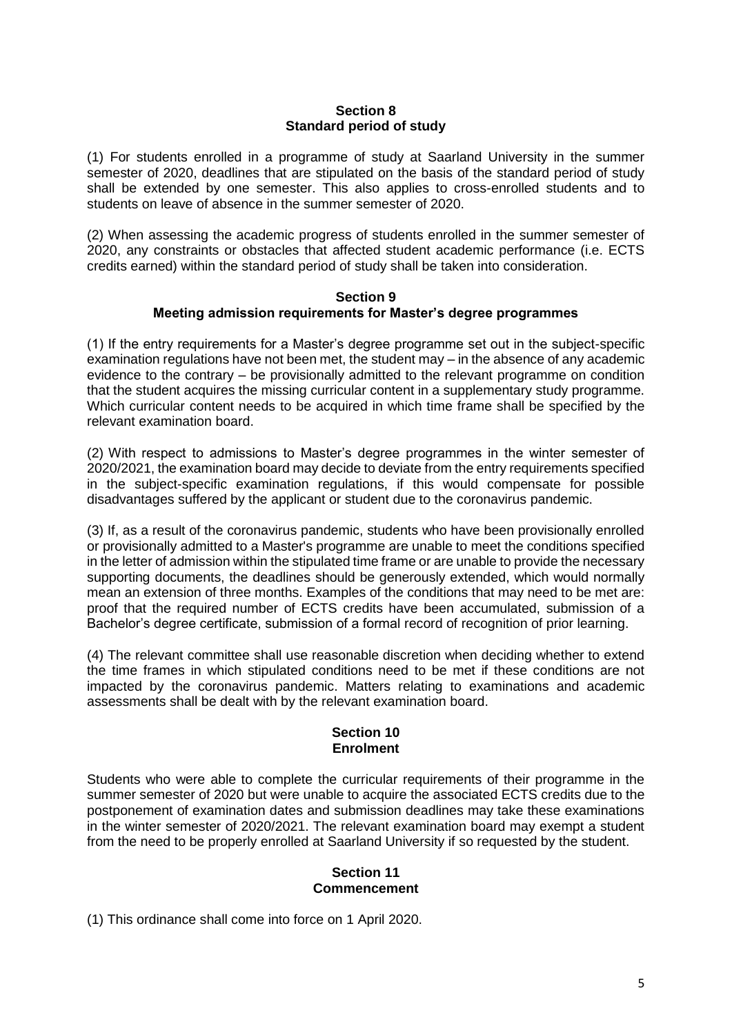## Section 8
## Standard period of study

(1) For students enrolled in a programme of study at Saarland University in the summer semester of 2020, deadlines that are stipulated on the basis of the standard period of study shall be extended by one semester. This also applies to cross-enrolled students and to students on leave of absence in the summer semester of 2020.

(2) When assessing the academic progress of students enrolled in the summer semester of 2020, any constraints or obstacles that affected student academic performance (i.e. ECTS credits earned) within the standard period of study shall be taken into consideration.

## Section 9
## Meeting admission requirements for Master's degree programmes

(1) If the entry requirements for a Master's degree programme set out in the subject-specific examination regulations have not been met, the student may – in the absence of any academic evidence to the contrary – be provisionally admitted to the relevant programme on condition that the student acquires the missing curricular content in a supplementary study programme. Which curricular content needs to be acquired in which time frame shall be specified by the relevant examination board.

(2) With respect to admissions to Master's degree programmes in the winter semester of 2020/2021, the examination board may decide to deviate from the entry requirements specified in the subject-specific examination regulations, if this would compensate for possible disadvantages suffered by the applicant or student due to the coronavirus pandemic.

(3) If, as a result of the coronavirus pandemic, students who have been provisionally enrolled or provisionally admitted to a Master's programme are unable to meet the conditions specified in the letter of admission within the stipulated time frame or are unable to provide the necessary supporting documents, the deadlines should be generously extended, which would normally mean an extension of three months. Examples of the conditions that may need to be met are: proof that the required number of ECTS credits have been accumulated, submission of a Bachelor's degree certificate, submission of a formal record of recognition of prior learning.

(4) The relevant committee shall use reasonable discretion when deciding whether to extend the time frames in which stipulated conditions need to be met if these conditions are not impacted by the coronavirus pandemic. Matters relating to examinations and academic assessments shall be dealt with by the relevant examination board.

## Section 10
## Enrolment

Students who were able to complete the curricular requirements of their programme in the summer semester of 2020 but were unable to acquire the associated ECTS credits due to the postponement of examination dates and submission deadlines may take these examinations in the winter semester of 2020/2021. The relevant examination board may exempt a student from the need to be properly enrolled at Saarland University if so requested by the student.

## Section 11
## Commencement

(1) This ordinance shall come into force on 1 April 2020.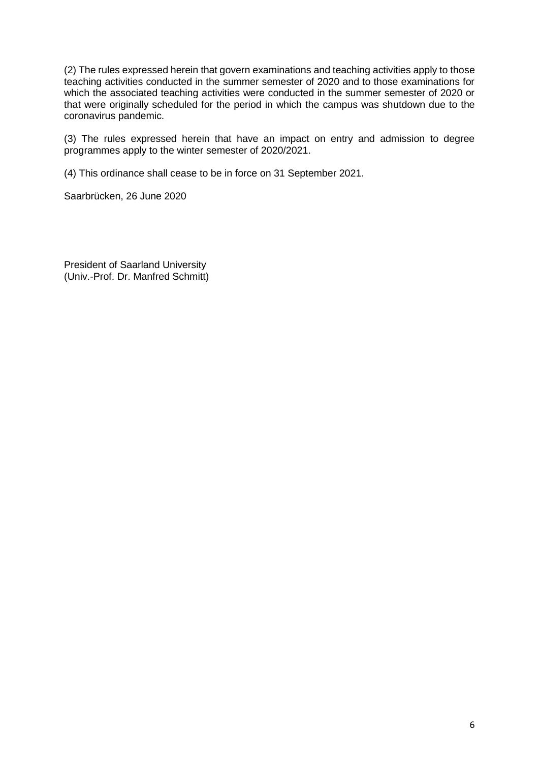(2) The rules expressed herein that govern examinations and teaching activities apply to those teaching activities conducted in the summer semester of 2020 and to those examinations for which the associated teaching activities were conducted in the summer semester of 2020 or that were originally scheduled for the period in which the campus was shutdown due to the coronavirus pandemic.

(3) The rules expressed herein that have an impact on entry and admission to degree programmes apply to the winter semester of 2020/2021.

(4) This ordinance shall cease to be in force on 31 September 2021.

Saarbrücken, 26 June 2020

President of Saarland University
(Univ.-Prof. Dr. Manfred Schmitt)